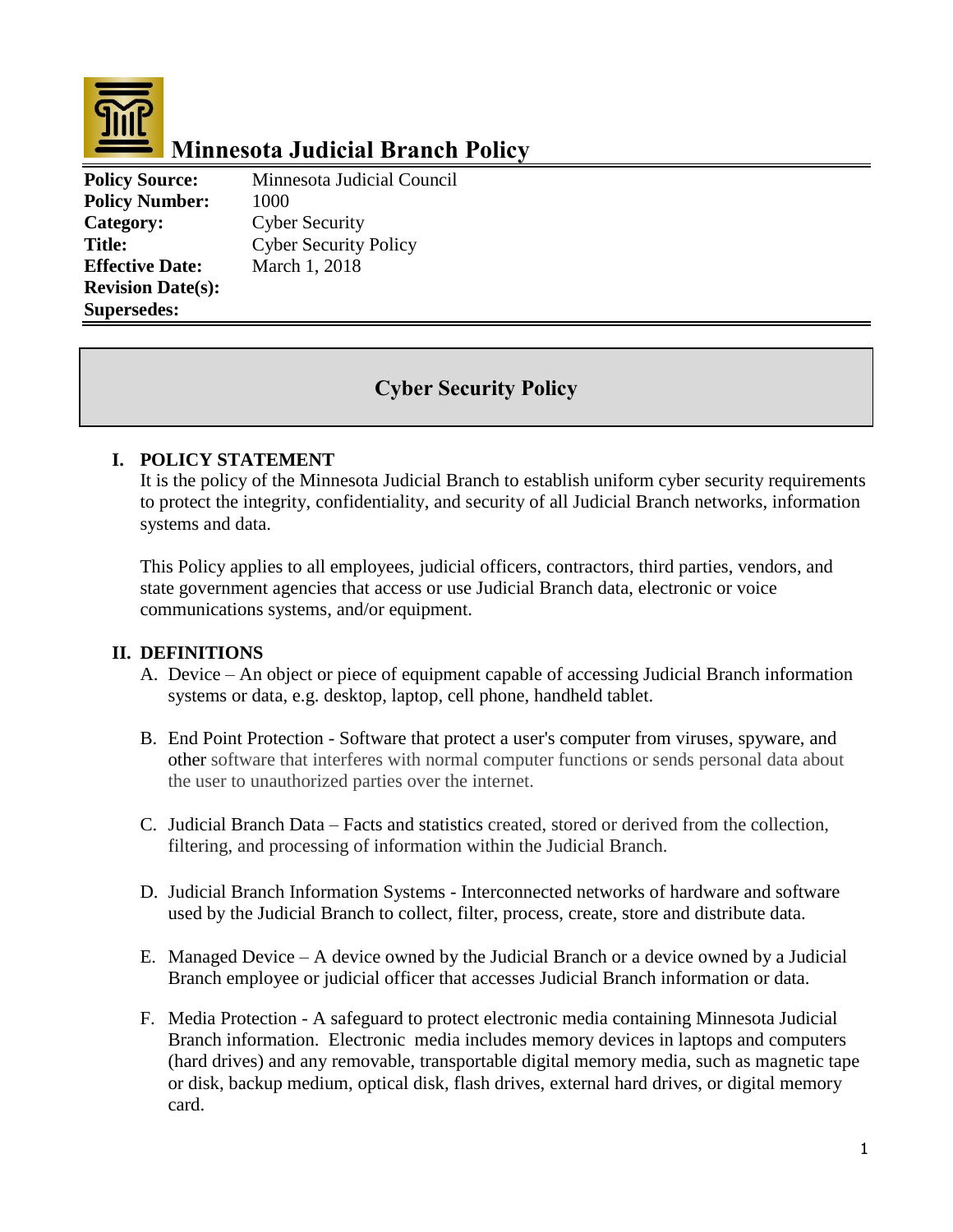# Minnesota Judicial Branch Policy

**Policy Source:** Minnesota Judicial Council
**Policy Number:** 1000
**Category:** Cyber Security
**Title:** Cyber Security Policy
**Effective Date:** March 1, 2018
**Revision Date(s):**
**Supersedes:**

## Cyber Security Policy

### I. POLICY STATEMENT

It is the policy of the Minnesota Judicial Branch to establish uniform cyber security requirements to protect the integrity, confidentiality, and security of all Judicial Branch networks, information systems and data.

This Policy applies to all employees, judicial officers, contractors, third parties, vendors, and state government agencies that access or use Judicial Branch data, electronic or voice communications systems, and/or equipment.

### II. DEFINITIONS

A. Device – An object or piece of equipment capable of accessing Judicial Branch information systems or data, e.g. desktop, laptop, cell phone, handheld tablet.

B. End Point Protection - Software that protect a user's computer from viruses, spyware, and other software that interferes with normal computer functions or sends personal data about the user to unauthorized parties over the internet.

C. Judicial Branch Data – Facts and statistics created, stored or derived from the collection, filtering, and processing of information within the Judicial Branch.

D. Judicial Branch Information Systems - Interconnected networks of hardware and software used by the Judicial Branch to collect, filter, process, create, store and distribute data.

E. Managed Device – A device owned by the Judicial Branch or a device owned by a Judicial Branch employee or judicial officer that accesses Judicial Branch information or data.

F. Media Protection - A safeguard to protect electronic media containing Minnesota Judicial Branch information. Electronic media includes memory devices in laptops and computers (hard drives) and any removable, transportable digital memory media, such as magnetic tape or disk, backup medium, optical disk, flash drives, external hard drives, or digital memory card.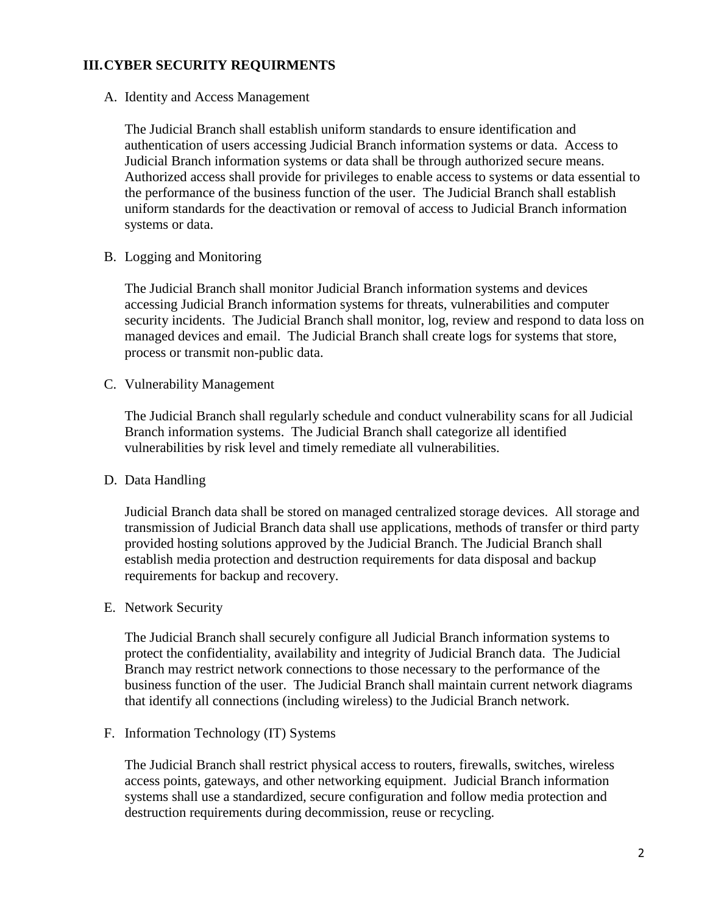## III. CYBER SECURITY REQUIRMENTS

### A. Identity and Access Management

The Judicial Branch shall establish uniform standards to ensure identification and authentication of users accessing Judicial Branch information systems or data. Access to Judicial Branch information systems or data shall be through authorized secure means. Authorized access shall provide for privileges to enable access to systems or data essential to the performance of the business function of the user. The Judicial Branch shall establish uniform standards for the deactivation or removal of access to Judicial Branch information systems or data.

### B. Logging and Monitoring

The Judicial Branch shall monitor Judicial Branch information systems and devices accessing Judicial Branch information systems for threats, vulnerabilities and computer security incidents. The Judicial Branch shall monitor, log, review and respond to data loss on managed devices and email. The Judicial Branch shall create logs for systems that store, process or transmit non-public data.

### C. Vulnerability Management

The Judicial Branch shall regularly schedule and conduct vulnerability scans for all Judicial Branch information systems. The Judicial Branch shall categorize all identified vulnerabilities by risk level and timely remediate all vulnerabilities.

### D. Data Handling

Judicial Branch data shall be stored on managed centralized storage devices. All storage and transmission of Judicial Branch data shall use applications, methods of transfer or third party provided hosting solutions approved by the Judicial Branch. The Judicial Branch shall establish media protection and destruction requirements for data disposal and backup requirements for backup and recovery.

### E. Network Security

The Judicial Branch shall securely configure all Judicial Branch information systems to protect the confidentiality, availability and integrity of Judicial Branch data. The Judicial Branch may restrict network connections to those necessary to the performance of the business function of the user. The Judicial Branch shall maintain current network diagrams that identify all connections (including wireless) to the Judicial Branch network.

### F. Information Technology (IT) Systems

The Judicial Branch shall restrict physical access to routers, firewalls, switches, wireless access points, gateways, and other networking equipment. Judicial Branch information systems shall use a standardized, secure configuration and follow media protection and destruction requirements during decommission, reuse or recycling.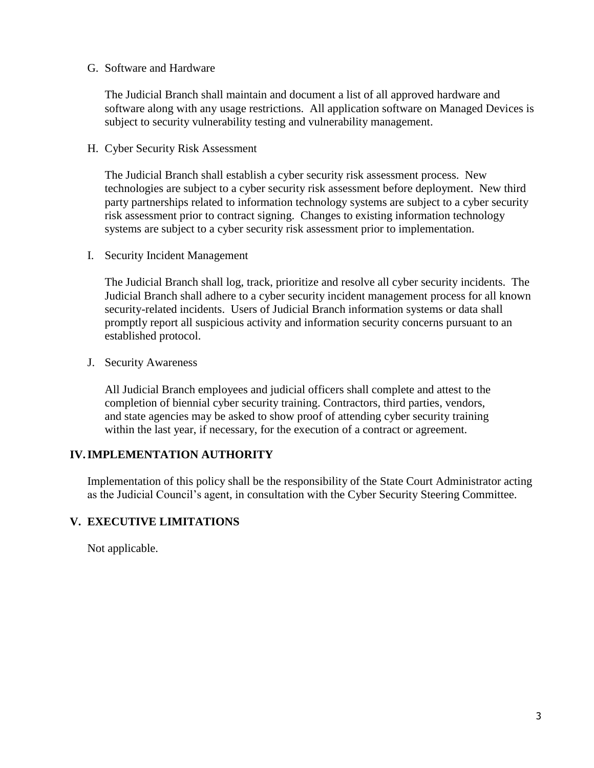G. Software and Hardware

The Judicial Branch shall maintain and document a list of all approved hardware and software along with any usage restrictions. All application software on Managed Devices is subject to security vulnerability testing and vulnerability management.

H. Cyber Security Risk Assessment

The Judicial Branch shall establish a cyber security risk assessment process. New technologies are subject to a cyber security risk assessment before deployment. New third party partnerships related to information technology systems are subject to a cyber security risk assessment prior to contract signing. Changes to existing information technology systems are subject to a cyber security risk assessment prior to implementation.

I. Security Incident Management

The Judicial Branch shall log, track, prioritize and resolve all cyber security incidents. The Judicial Branch shall adhere to a cyber security incident management process for all known security-related incidents. Users of Judicial Branch information systems or data shall promptly report all suspicious activity and information security concerns pursuant to an established protocol.

J. Security Awareness

All Judicial Branch employees and judicial officers shall complete and attest to the completion of biennial cyber security training. Contractors, third parties, vendors, and state agencies may be asked to show proof of attending cyber security training within the last year, if necessary, for the execution of a contract or agreement.

## IV. IMPLEMENTATION AUTHORITY

Implementation of this policy shall be the responsibility of the State Court Administrator acting as the Judicial Council's agent, in consultation with the Cyber Security Steering Committee.

## V. EXECUTIVE LIMITATIONS

Not applicable.